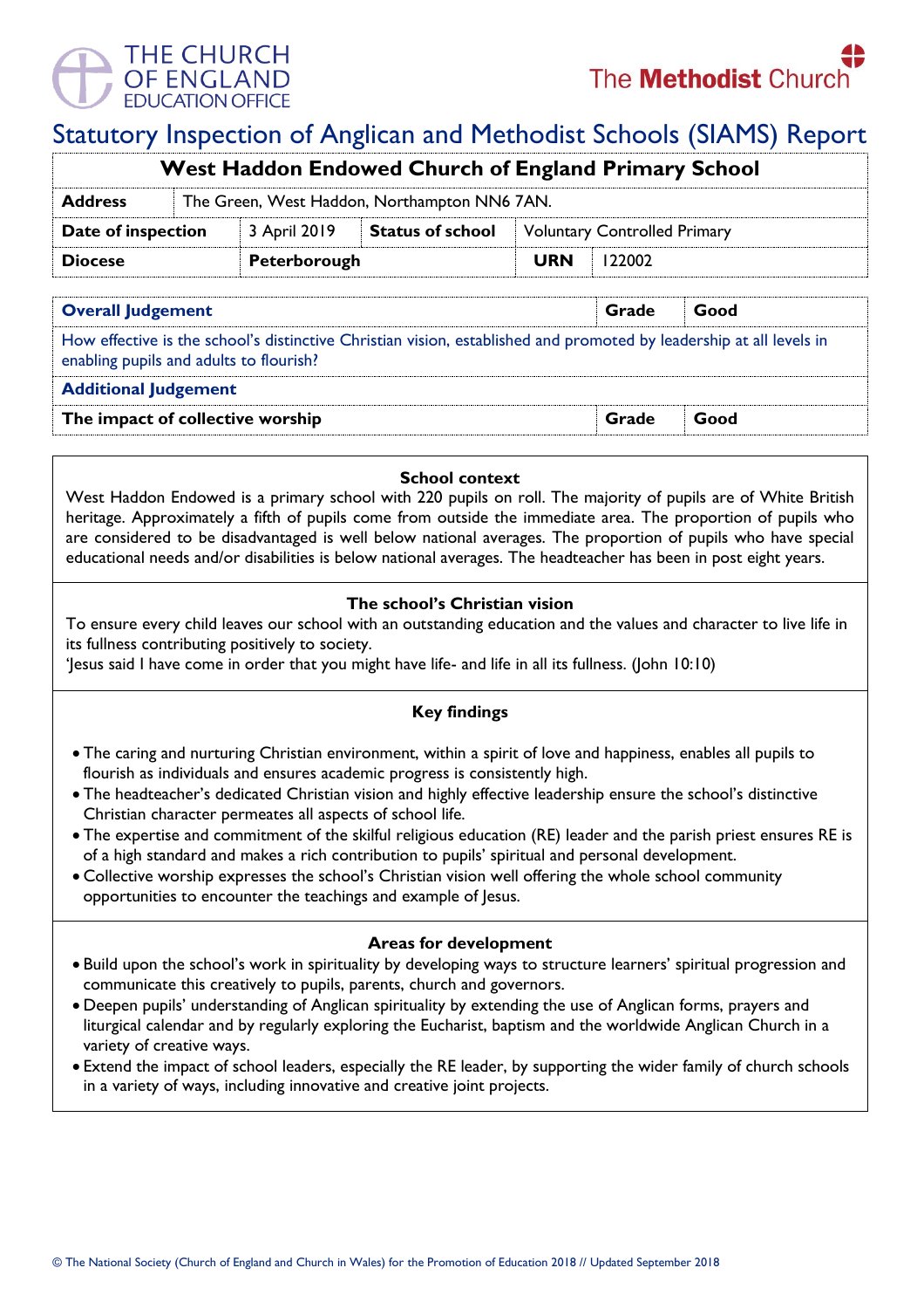THE CHURCH OF ENGLAND EDUCATION OFFICE

The Methodist Church

# Statutory Inspection of Anglican and Methodist Schools (SIAMS) Report

## West Haddon Endowed Church of England Primary School

| | | | | | |
|---|---|---|---|---|---|
| **Address** | The Green, West Haddon, Northampton NN6 7AN. | | | | |
| **Date of inspection** | 3 April 2019 | **Status of school** | Voluntary Controlled Primary | | |
| **Diocese** | **Peterborough** | | **URN** | 122002 | |

| **Overall Judgement** | **Grade** | **Good** |
|---|---|---|
| How effective is the school's distinctive Christian vision, established and promoted by leadership at all levels in enabling pupils and adults to flourish? | | |
| **Additional Judgement** | | |
| **The impact of collective worship** | **Grade** | **Good** |

### School context

West Haddon Endowed is a primary school with 220 pupils on roll. The majority of pupils are of White British heritage. Approximately a fifth of pupils come from outside the immediate area. The proportion of pupils who are considered to be disadvantaged is well below national averages. The proportion of pupils who have special educational needs and/or disabilities is below national averages. The headteacher has been in post eight years.

### The school's Christian vision

To ensure every child leaves our school with an outstanding education and the values and character to live life in its fullness contributing positively to society.

'Jesus said I have come in order that you might have life- and life in all its fullness. (John 10:10)

### Key findings

- The caring and nurturing Christian environment, within a spirit of love and happiness, enables all pupils to flourish as individuals and ensures academic progress is consistently high.
- The headteacher's dedicated Christian vision and highly effective leadership ensure the school's distinctive Christian character permeates all aspects of school life.
- The expertise and commitment of the skilful religious education (RE) leader and the parish priest ensures RE is of a high standard and makes a rich contribution to pupils' spiritual and personal development.
- Collective worship expresses the school's Christian vision well offering the whole school community opportunities to encounter the teachings and example of Jesus.

### Areas for development

- Build upon the school's work in spirituality by developing ways to structure learners' spiritual progression and communicate this creatively to pupils, parents, church and governors.
- Deepen pupils' understanding of Anglican spirituality by extending the use of Anglican forms, prayers and liturgical calendar and by regularly exploring the Eucharist, baptism and the worldwide Anglican Church in a variety of creative ways.
- Extend the impact of school leaders, especially the RE leader, by supporting the wider family of church schools in a variety of ways, including innovative and creative joint projects.

© The National Society (Church of England and Church in Wales) for the Promotion of Education 2018 // Updated September 2018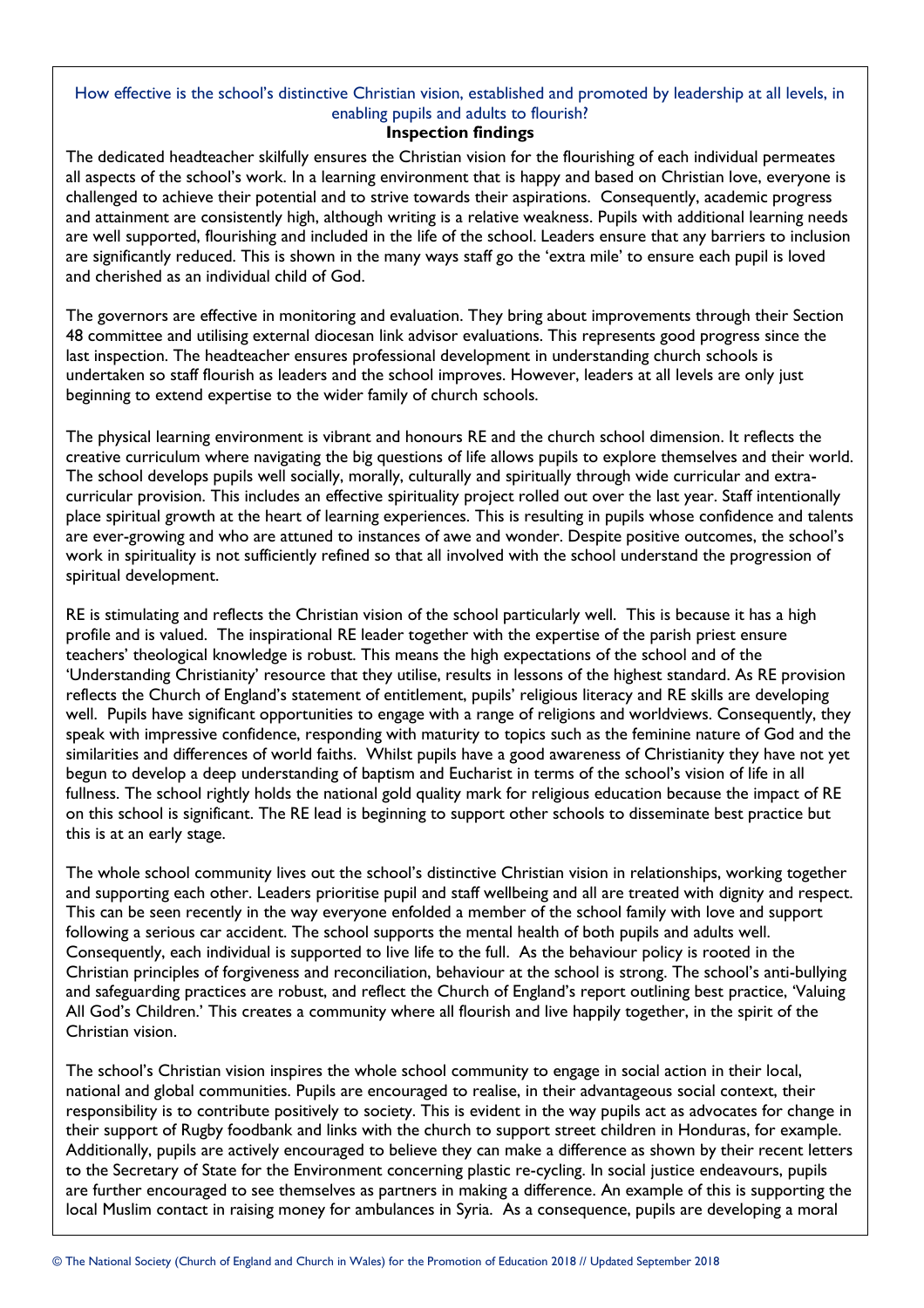How effective is the school's distinctive Christian vision, established and promoted by leadership at all levels, in enabling pupils and adults to flourish?

**Inspection findings**

The dedicated headteacher skilfully ensures the Christian vision for the flourishing of each individual permeates all aspects of the school's work. In a learning environment that is happy and based on Christian love, everyone is challenged to achieve their potential and to strive towards their aspirations. Consequently, academic progress and attainment are consistently high, although writing is a relative weakness. Pupils with additional learning needs are well supported, flourishing and included in the life of the school. Leaders ensure that any barriers to inclusion are significantly reduced. This is shown in the many ways staff go the 'extra mile' to ensure each pupil is loved and cherished as an individual child of God.

The governors are effective in monitoring and evaluation. They bring about improvements through their Section 48 committee and utilising external diocesan link advisor evaluations. This represents good progress since the last inspection. The headteacher ensures professional development in understanding church schools is undertaken so staff flourish as leaders and the school improves. However, leaders at all levels are only just beginning to extend expertise to the wider family of church schools.

The physical learning environment is vibrant and honours RE and the church school dimension. It reflects the creative curriculum where navigating the big questions of life allows pupils to explore themselves and their world. The school develops pupils well socially, morally, culturally and spiritually through wide curricular and extra-curricular provision. This includes an effective spirituality project rolled out over the last year. Staff intentionally place spiritual growth at the heart of learning experiences. This is resulting in pupils whose confidence and talents are ever-growing and who are attuned to instances of awe and wonder. Despite positive outcomes, the school's work in spirituality is not sufficiently refined so that all involved with the school understand the progression of spiritual development.

RE is stimulating and reflects the Christian vision of the school particularly well. This is because it has a high profile and is valued. The inspirational RE leader together with the expertise of the parish priest ensure teachers' theological knowledge is robust. This means the high expectations of the school and of the 'Understanding Christianity' resource that they utilise, results in lessons of the highest standard. As RE provision reflects the Church of England's statement of entitlement, pupils' religious literacy and RE skills are developing well. Pupils have significant opportunities to engage with a range of religions and worldviews. Consequently, they speak with impressive confidence, responding with maturity to topics such as the feminine nature of God and the similarities and differences of world faiths. Whilst pupils have a good awareness of Christianity they have not yet begun to develop a deep understanding of baptism and Eucharist in terms of the school's vision of life in all fullness. The school rightly holds the national gold quality mark for religious education because the impact of RE on this school is significant. The RE lead is beginning to support other schools to disseminate best practice but this is at an early stage.

The whole school community lives out the school's distinctive Christian vision in relationships, working together and supporting each other. Leaders prioritise pupil and staff wellbeing and all are treated with dignity and respect. This can be seen recently in the way everyone enfolded a member of the school family with love and support following a serious car accident. The school supports the mental health of both pupils and adults well. Consequently, each individual is supported to live life to the full. As the behaviour policy is rooted in the Christian principles of forgiveness and reconciliation, behaviour at the school is strong. The school's anti-bullying and safeguarding practices are robust, and reflect the Church of England's report outlining best practice, 'Valuing All God's Children.' This creates a community where all flourish and live happily together, in the spirit of the Christian vision.

The school's Christian vision inspires the whole school community to engage in social action in their local, national and global communities. Pupils are encouraged to realise, in their advantageous social context, their responsibility is to contribute positively to society. This is evident in the way pupils act as advocates for change in their support of Rugby foodbank and links with the church to support street children in Honduras, for example. Additionally, pupils are actively encouraged to believe they can make a difference as shown by their recent letters to the Secretary of State for the Environment concerning plastic re-cycling. In social justice endeavours, pupils are further encouraged to see themselves as partners in making a difference. An example of this is supporting the local Muslim contact in raising money for ambulances in Syria. As a consequence, pupils are developing a moral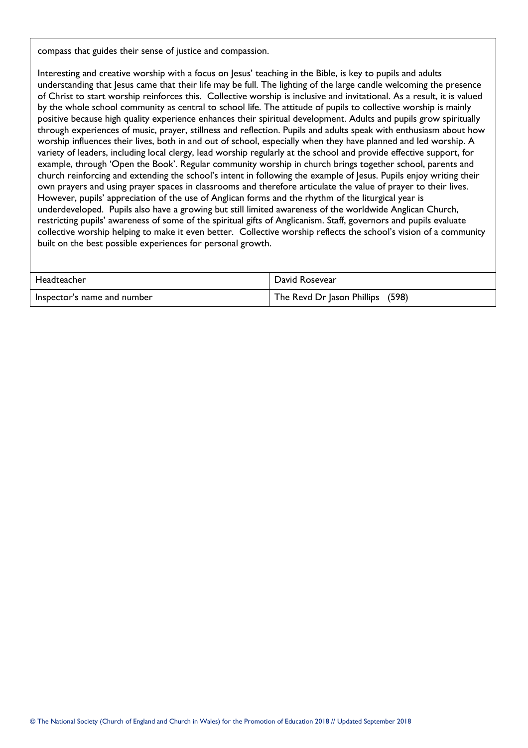compass that guides their sense of justice and compassion.

Interesting and creative worship with a focus on Jesus' teaching in the Bible, is key to pupils and adults understanding that Jesus came that their life may be full. The lighting of the large candle welcoming the presence of Christ to start worship reinforces this. Collective worship is inclusive and invitational. As a result, it is valued by the whole school community as central to school life. The attitude of pupils to collective worship is mainly positive because high quality experience enhances their spiritual development. Adults and pupils grow spiritually through experiences of music, prayer, stillness and reflection. Pupils and adults speak with enthusiasm about how worship influences their lives, both in and out of school, especially when they have planned and led worship. A variety of leaders, including local clergy, lead worship regularly at the school and provide effective support, for example, through 'Open the Book'. Regular community worship in church brings together school, parents and church reinforcing and extending the school's intent in following the example of Jesus. Pupils enjoy writing their own prayers and using prayer spaces in classrooms and therefore articulate the value of prayer to their lives. However, pupils' appreciation of the use of Anglican forms and the rhythm of the liturgical year is underdeveloped. Pupils also have a growing but still limited awareness of the worldwide Anglican Church, restricting pupils' awareness of some of the spiritual gifts of Anglicanism. Staff, governors and pupils evaluate collective worship helping to make it even better. Collective worship reflects the school's vision of a community built on the best possible experiences for personal growth.

| | |
|---|---|
| Headteacher | David Rosevear |
| Inspector's name and number | The Revd Dr Jason Phillips (598) |

© The National Society (Church of England and Church in Wales) for the Promotion of Education 2018 // Updated September 2018